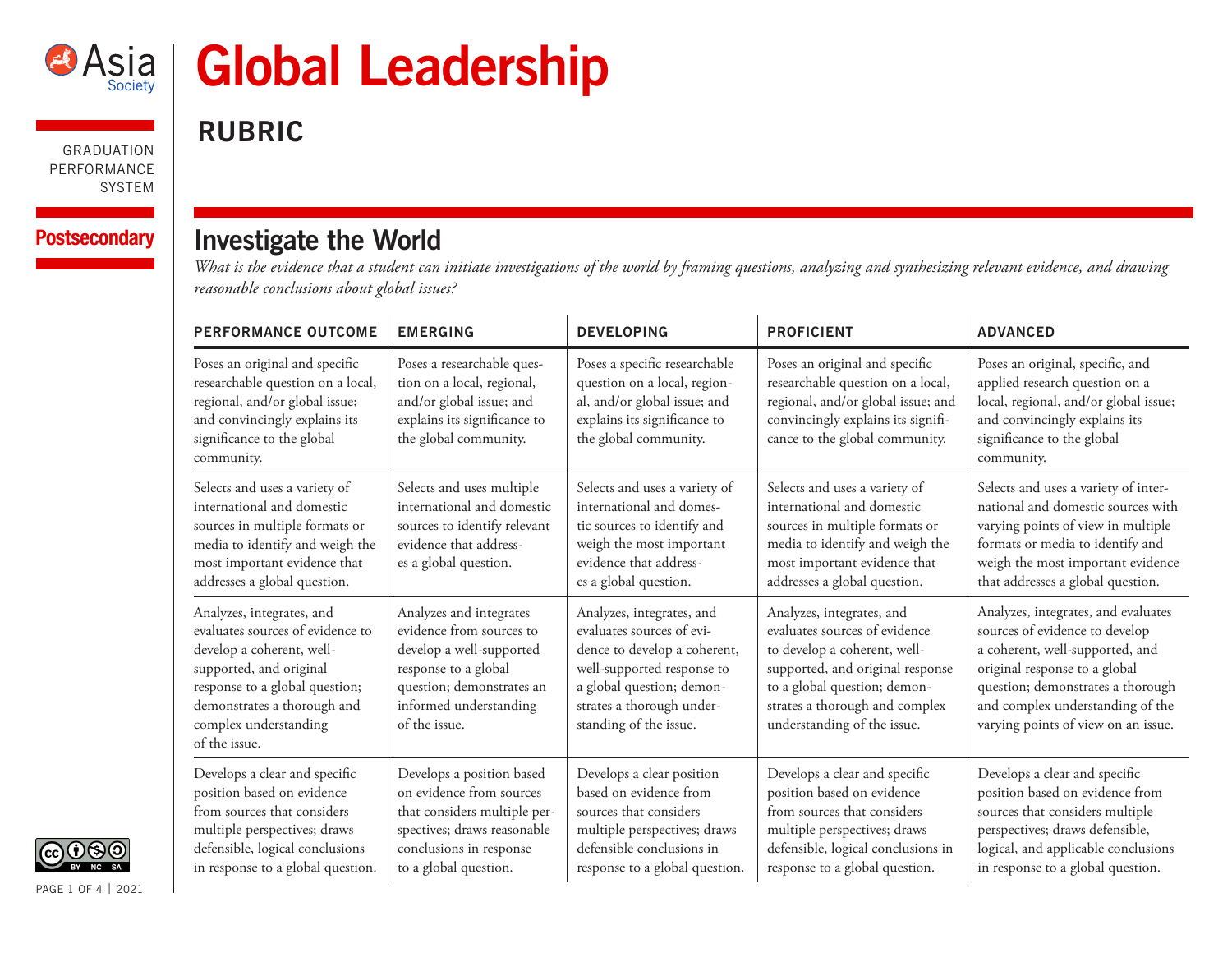Asia Society

GRADUATION PERFORMANCE SYSTEM

**Postsecondary**

# Global Leadership

## RUBRIC

## Investigate the World

*What is the evidence that a student can initiate investigations of the world by framing questions, analyzing and synthesizing relevant evidence, and drawing reasonable conclusions about global issues?*

| PERFORMANCE OUTCOME | EMERGING | DEVELOPING | PROFICIENT | ADVANCED |
|---|---|---|---|---|
| Poses an original and specific researchable question on a local, regional, and/or global issue; and convincingly explains its significance to the global community. | Poses a researchable question on a local, regional, and/or global issue; and explains its significance to the global community. | Poses a specific researchable question on a local, regional, and/or global issue; and explains its significance to the global community. | Poses an original and specific researchable question on a local, regional, and/or global issue; and convincingly explains its significance to the global community. | Poses an original, specific, and applied research question on a local, regional, and/or global issue; and convincingly explains its significance to the global community. |
| Selects and uses a variety of international and domestic sources in multiple formats or media to identify and weigh the most important evidence that addresses a global question. | Selects and uses multiple international and domestic sources to identify relevant evidence that addresses a global question. | Selects and uses a variety of international and domestic sources to identify and weigh the most important evidence that addresses a global question. | Selects and uses a variety of international and domestic sources in multiple formats or media to identify and weigh the most important evidence that addresses a global question. | Selects and uses a variety of international and domestic sources with varying points of view in multiple formats or media to identify and weigh the most important evidence that addresses a global question. |
| Analyzes, integrates, and evaluates sources of evidence to develop a coherent, well-supported, and original response to a global question; demonstrates a thorough and complex understanding of the issue. | Analyzes and integrates evidence from sources to develop a well-supported response to a global question; demonstrates an informed understanding of the issue. | Analyzes, integrates, and evaluates sources of evidence to develop a coherent, well-supported response to a global question; demonstrates a thorough understanding of the issue. | Analyzes, integrates, and evaluates sources of evidence to develop a coherent, well-supported, and original response to a global question; demonstrates a thorough and complex understanding of the issue. | Analyzes, integrates, and evaluates sources of evidence to develop a coherent, well-supported, and original response to a global question; demonstrates a thorough and complex understanding of the varying points of view on an issue. |
| Develops a clear and specific position based on evidence from sources that considers multiple perspectives; draws defensible, logical conclusions in response to a global question. | Develops a position based on evidence from sources that considers multiple perspectives; draws reasonable conclusions in response to a global question. | Develops a clear position based on evidence from sources that considers multiple perspectives; draws defensible conclusions in response to a global question. | Develops a clear and specific position based on evidence from sources that considers multiple perspectives; draws defensible, logical conclusions in response to a global question. | Develops a clear and specific position based on evidence from sources that considers multiple perspectives; draws defensible, logical, and applicable conclusions in response to a global question. |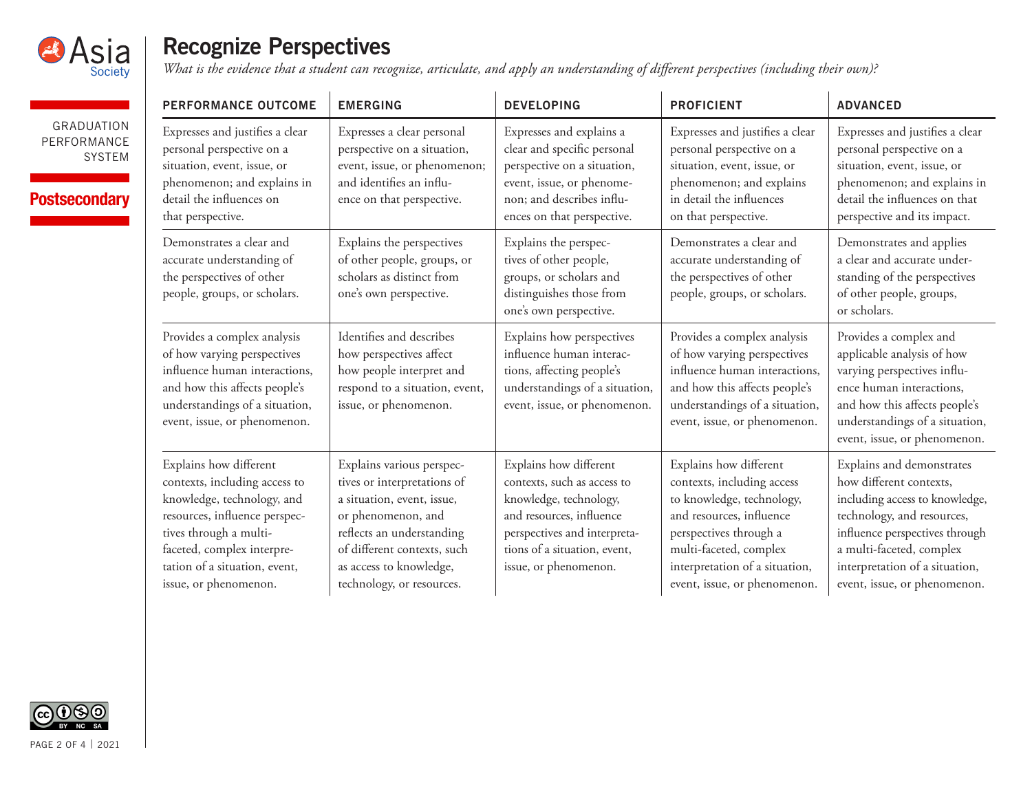GRADUATION PERFORMANCE SYSTEM

**Postsecondary**

# Recognize Perspectives

*What is the evidence that a student can recognize, articulate, and apply an understanding of different perspectives (including their own)?*

| PERFORMANCE OUTCOME | EMERGING | DEVELOPING | PROFICIENT | ADVANCED |
|---|---|---|---|---|
| Expresses and justifies a clear personal perspective on a situation, event, issue, or phenomenon; and explains in detail the influences on that perspective. | Expresses a clear personal perspective on a situation, event, issue, or phenomenon; and identifies an influence on that perspective. | Expresses and explains a clear and specific personal perspective on a situation, event, issue, or phenomenon; and describes influences on that perspective. | Expresses and justifies a clear personal perspective on a situation, event, issue, or phenomenon; and explains in detail the influences on that perspective. | Expresses and justifies a clear personal perspective on a situation, event, issue, or phenomenon; and explains in detail the influences on that perspective and its impact. |
| Demonstrates a clear and accurate understanding of the perspectives of other people, groups, or scholars. | Explains the perspectives of other people, groups, or scholars as distinct from one's own perspective. | Explains the perspectives of other people, groups, or scholars and distinguishes those from one's own perspective. | Demonstrates a clear and accurate understanding of the perspectives of other people, groups, or scholars. | Demonstrates and applies a clear and accurate understanding of the perspectives of other people, groups, or scholars. |
| Provides a complex analysis of how varying perspectives influence human interactions, and how this affects people's understandings of a situation, event, issue, or phenomenon. | Identifies and describes how perspectives affect how people interpret and respond to a situation, event, issue, or phenomenon. | Explains how perspectives influence human interactions, affecting people's understandings of a situation, event, issue, or phenomenon. | Provides a complex analysis of how varying perspectives influence human interactions, and how this affects people's understandings of a situation, event, issue, or phenomenon. | Provides a complex and applicable analysis of how varying perspectives influence human interactions, and how this affects people's understandings of a situation, event, issue, or phenomenon. |
| Explains how different contexts, including access to knowledge, technology, and resources, influence perspectives through a multi-faceted, complex interpretation of a situation, event, issue, or phenomenon. | Explains various perspectives or interpretations of a situation, event, issue, or phenomenon, and reflects an understanding of different contexts, such as access to knowledge, technology, or resources. | Explains how different contexts, such as access to knowledge, technology, and resources, influence perspectives and interpretations of a situation, event, issue, or phenomenon. | Explains how different contexts, including access to knowledge, technology, and resources, influence perspectives through a multi-faceted, complex interpretation of a situation, event, issue, or phenomenon. | Explains and demonstrates how different contexts, including access to knowledge, technology, and resources, influence perspectives through a multi-faceted, complex interpretation of a situation, event, issue, or phenomenon. |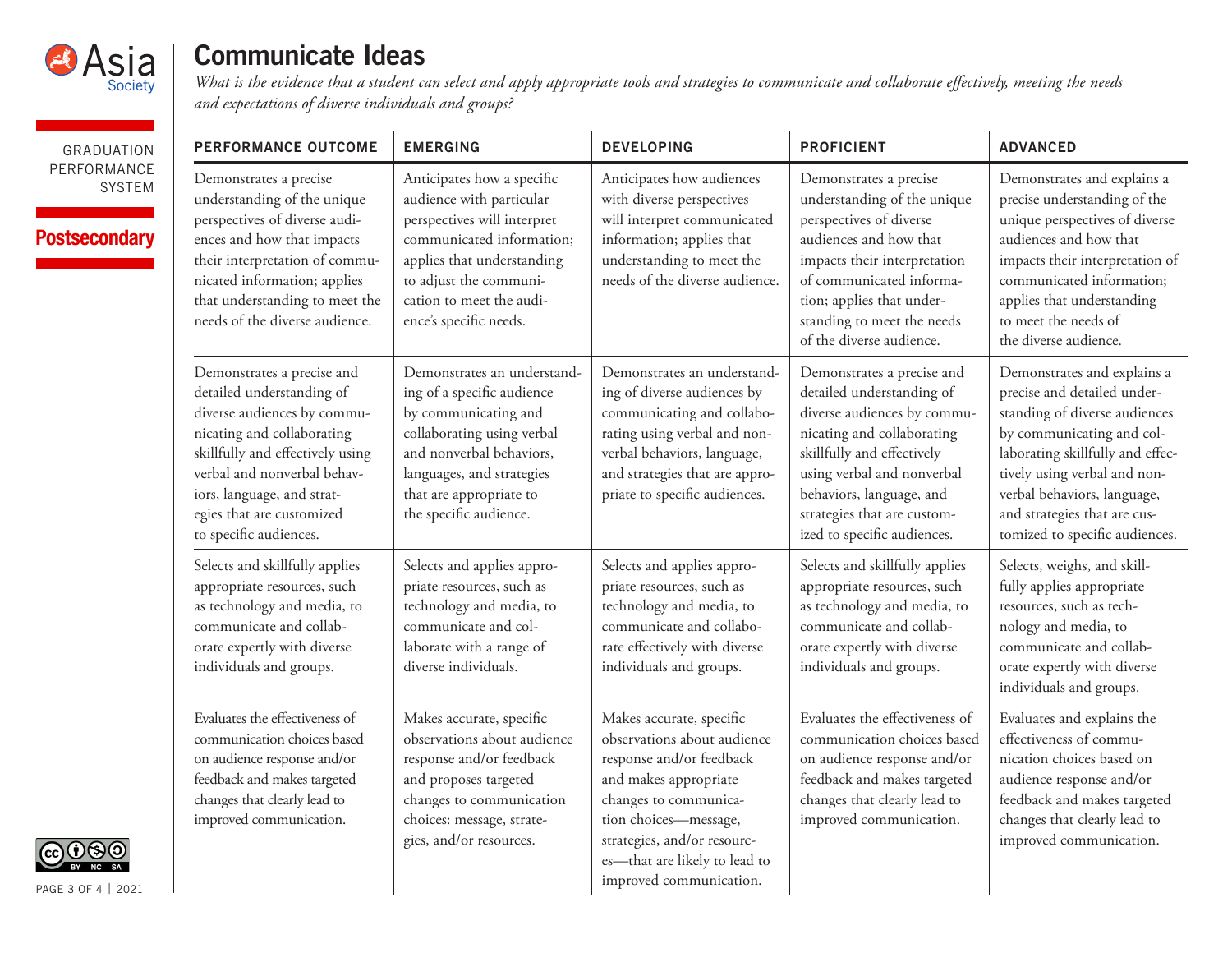GRADUATION PERFORMANCE SYSTEM

**Postsecondary**

# Communicate Ideas

*What is the evidence that a student can select and apply appropriate tools and strategies to communicate and collaborate effectively, meeting the needs and expectations of diverse individuals and groups?*

| PERFORMANCE OUTCOME | EMERGING | DEVELOPING | PROFICIENT | ADVANCED |
|---|---|---|---|---|
| Demonstrates a precise understanding of the unique perspectives of diverse audiences and how that impacts their interpretation of communicated information; applies that understanding to meet the needs of the diverse audience. | Anticipates how a specific audience with particular perspectives will interpret communicated information; applies that understanding to adjust the communication to meet the audience's specific needs. | Anticipates how audiences with diverse perspectives will interpret communicated information; applies that understanding to meet the needs of the diverse audience. | Demonstrates a precise understanding of the unique perspectives of diverse audiences and how that impacts their interpretation of communicated information; applies that understanding to meet the needs of the diverse audience. | Demonstrates and explains a precise understanding of the unique perspectives of diverse audiences and how that impacts their interpretation of communicated information; applies that understanding to meet the needs of the diverse audience. |
| Demonstrates a precise and detailed understanding of diverse audiences by communicating and collaborating skillfully and effectively using verbal and nonverbal behaviors, language, and strategies that are customized to specific audiences. | Demonstrates an understanding of a specific audience by communicating and collaborating using verbal and nonverbal behaviors, languages, and strategies that are appropriate to the specific audience. | Demonstrates an understanding of diverse audiences by communicating and collaborating using verbal and nonverbal behaviors, language, and strategies that are appropriate to specific audiences. | Demonstrates a precise and detailed understanding of diverse audiences by communicating and collaborating skillfully and effectively using verbal and nonverbal behaviors, language, and strategies that are customized to specific audiences. | Demonstrates and explains a precise and detailed understanding of diverse audiences by communicating and collaborating skillfully and effectively using verbal and nonverbal behaviors, language, and strategies that are customized to specific audiences. |
| Selects and skillfully applies appropriate resources, such as technology and media, to communicate and collaborate expertly with diverse individuals and groups. | Selects and applies appropriate resources, such as technology and media, to communicate and collaborate with a range of diverse individuals. | Selects and applies appropriate resources, such as technology and media, to communicate and collaborate effectively with diverse individuals and groups. | Selects and skillfully applies appropriate resources, such as technology and media, to communicate and collaborate expertly with diverse individuals and groups. | Selects, weighs, and skillfully applies appropriate resources, such as technology and media, to communicate and collaborate expertly with diverse individuals and groups. |
| Evaluates the effectiveness of communication choices based on audience response and/or feedback and makes targeted changes that clearly lead to improved communication. | Makes accurate, specific observations about audience response and/or feedback and proposes targeted changes to communication choices: message, strategies, and/or resources. | Makes accurate, specific observations about audience response and/or feedback and makes appropriate changes to communication choices—message, strategies, and/or resources—that are likely to lead to improved communication. | Evaluates the effectiveness of communication choices based on audience response and/or feedback and makes targeted changes that clearly lead to improved communication. | Evaluates and explains the effectiveness of communication choices based on audience response and/or feedback and makes targeted changes that clearly lead to improved communication. |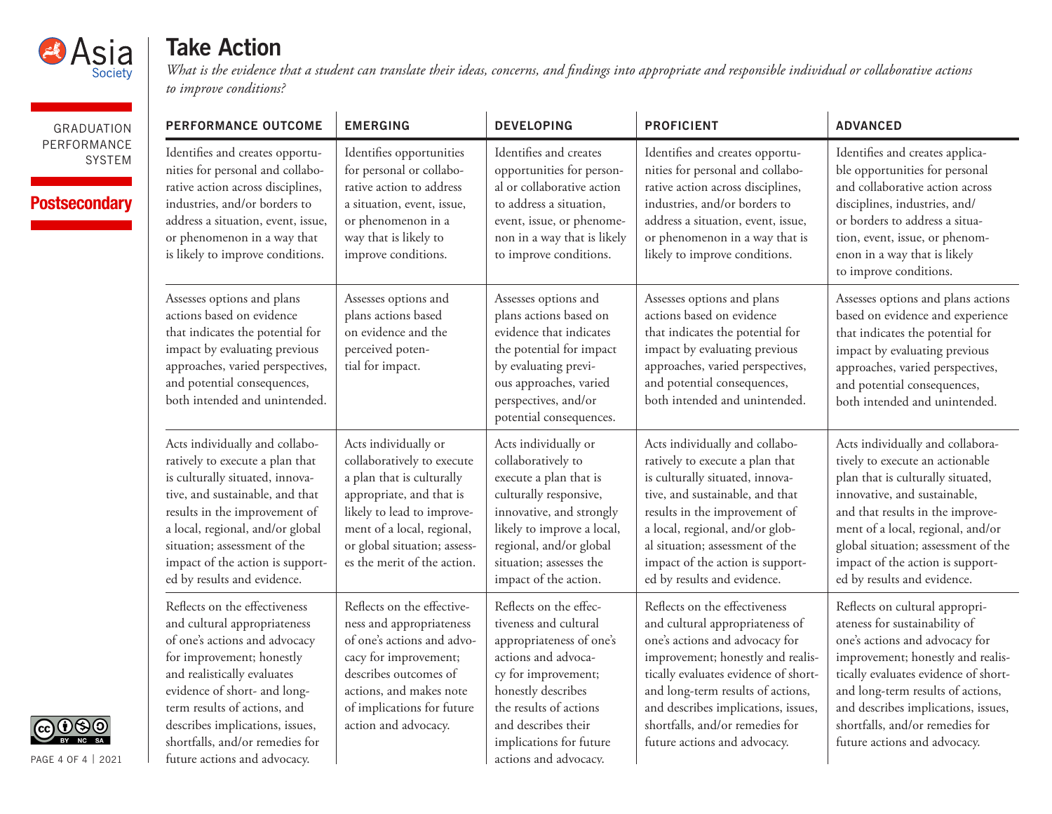GRADUATION PERFORMANCE SYSTEM

**Postsecondary**

# Take Action

*What is the evidence that a student can translate their ideas, concerns, and findings into appropriate and responsible individual or collaborative actions to improve conditions?*

| PERFORMANCE OUTCOME | EMERGING | DEVELOPING | PROFICIENT | ADVANCED |
|---|---|---|---|---|
| Identifies and creates opportunities for personal and collaborative action across disciplines, industries, and/or borders to address a situation, event, issue, or phenomenon in a way that is likely to improve conditions. | Identifies opportunities for personal or collaborative action to address a situation, event, issue, or phenomenon in a way that is likely to improve conditions. | Identifies and creates opportunities for personal or collaborative action to address a situation, event, issue, or phenomenon in a way that is likely to improve conditions. | Identifies and creates opportunities for personal and collaborative action across disciplines, industries, and/or borders to address a situation, event, issue, or phenomenon in a way that is likely to improve conditions. | Identifies and creates applicable opportunities for personal and collaborative action across disciplines, industries, and/or borders to address a situation, event, issue, or phenomenon in a way that is likely to improve conditions. |
| Assesses options and plans actions based on evidence that indicates the potential for impact by evaluating previous approaches, varied perspectives, and potential consequences, both intended and unintended. | Assesses options and plans actions based on evidence and the perceived potential for impact. | Assesses options and plans actions based on evidence that indicates the potential for impact by evaluating previous approaches, varied perspectives, and/or potential consequences. | Assesses options and plans actions based on evidence that indicates the potential for impact by evaluating previous approaches, varied perspectives, and potential consequences, both intended and unintended. | Assesses options and plans actions based on evidence and experience that indicates the potential for impact by evaluating previous approaches, varied perspectives, and potential consequences, both intended and unintended. |
| Acts individually and collaboratively to execute a plan that is culturally situated, innovative, and sustainable, and that results in the improvement of a local, regional, and/or global situation; assessment of the impact of the action is supported by results and evidence. | Acts individually or collaboratively to execute a plan that is culturally appropriate, and that is likely to lead to improvement of a local, regional, or global situation; assesses the merit of the action. | Acts individually or collaboratively to execute a plan that is culturally responsive, innovative, and strongly likely to improve a local, regional, and/or global situation; assesses the impact of the action. | Acts individually and collaboratively to execute a plan that is culturally situated, innovative, and sustainable, and that results in the improvement of a local, regional, and/or global situation; assessment of the impact of the action is supported by results and evidence. | Acts individually and collaboratively to execute an actionable plan that is culturally situated, innovative, and sustainable, and that results in the improvement of a local, regional, and/or global situation; assessment of the impact of the action is supported by results and evidence. |
| Reflects on the effectiveness and cultural appropriateness of one's actions and advocacy for improvement; honestly and realistically evaluates evidence of short- and long-term results of actions, and describes implications, issues, shortfalls, and/or remedies for future actions and advocacy. | Reflects on the effectiveness and appropriateness of one's actions and advocacy for improvement; describes outcomes of actions, and makes note of implications for future action and advocacy. | Reflects on the effectiveness and cultural appropriateness of one's actions and advocacy for improvement; honestly describes the results of actions and describes their implications for future actions and advocacy. | Reflects on the effectiveness and cultural appropriateness of one's actions and advocacy for improvement; honestly and realistically evaluates evidence of short- and long-term results of actions, and describes implications, issues, shortfalls, and/or remedies for future actions and advocacy. | Reflects on cultural appropriateness for sustainability of one's actions and advocacy for improvement; honestly and realistically evaluates evidence of short- and long-term results of actions, and describes implications, issues, shortfalls, and/or remedies for future actions and advocacy. |

2021